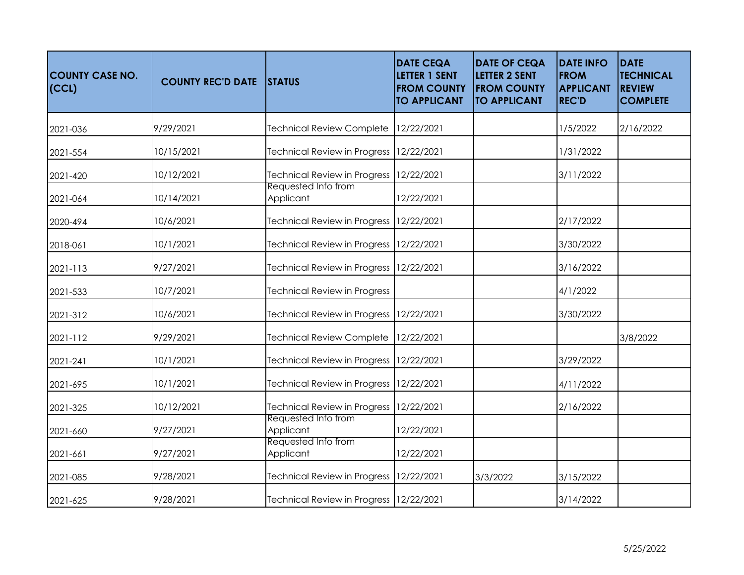| COUNTY CASE NO. (CCL) | COUNTY REC'D DATE | STATUS | DATE CEQA LETTER 1 SENT FROM COUNTY TO APPLICANT | DATE OF CEQA LETTER 2 SENT FROM COUNTY TO APPLICANT | DATE INFO FROM APPLICANT REC'D | DATE TECHNICAL REVIEW COMPLETE |
|---|---|---|---|---|---|---|
| 2021-036 | 9/29/2021 | Technical Review Complete | 12/22/2021 | | 1/5/2022 | 2/16/2022 |
| 2021-554 | 10/15/2021 | Technical Review in Progress | 12/22/2021 | | 1/31/2022 | |
| 2021-420 | 10/12/2021 | Technical Review in Progress | 12/22/2021 | | 3/11/2022 | |
| 2021-064 | 10/14/2021 | Requested Info from Applicant | 12/22/2021 | | | |
| 2020-494 | 10/6/2021 | Technical Review in Progress | 12/22/2021 | | 2/17/2022 | |
| 2018-061 | 10/1/2021 | Technical Review in Progress | 12/22/2021 | | 3/30/2022 | |
| 2021-113 | 9/27/2021 | Technical Review in Progress | 12/22/2021 | | 3/16/2022 | |
| 2021-533 | 10/7/2021 | Technical Review in Progress | | | 4/1/2022 | |
| 2021-312 | 10/6/2021 | Technical Review in Progress | 12/22/2021 | | 3/30/2022 | |
| 2021-112 | 9/29/2021 | Technical Review Complete | 12/22/2021 | | | 3/8/2022 |
| 2021-241 | 10/1/2021 | Technical Review in Progress | 12/22/2021 | | 3/29/2022 | |
| 2021-695 | 10/1/2021 | Technical Review in Progress | 12/22/2021 | | 4/11/2022 | |
| 2021-325 | 10/12/2021 | Technical Review in Progress | 12/22/2021 | | 2/16/2022 | |
| 2021-660 | 9/27/2021 | Requested Info from Applicant | 12/22/2021 | | | |
| 2021-661 | 9/27/2021 | Requested Info from Applicant | 12/22/2021 | | | |
| 2021-085 | 9/28/2021 | Technical Review in Progress | 12/22/2021 | 3/3/2022 | 3/15/2022 | |
| 2021-625 | 9/28/2021 | Technical Review in Progress | 12/22/2021 | | 3/14/2022 | |

5/25/2022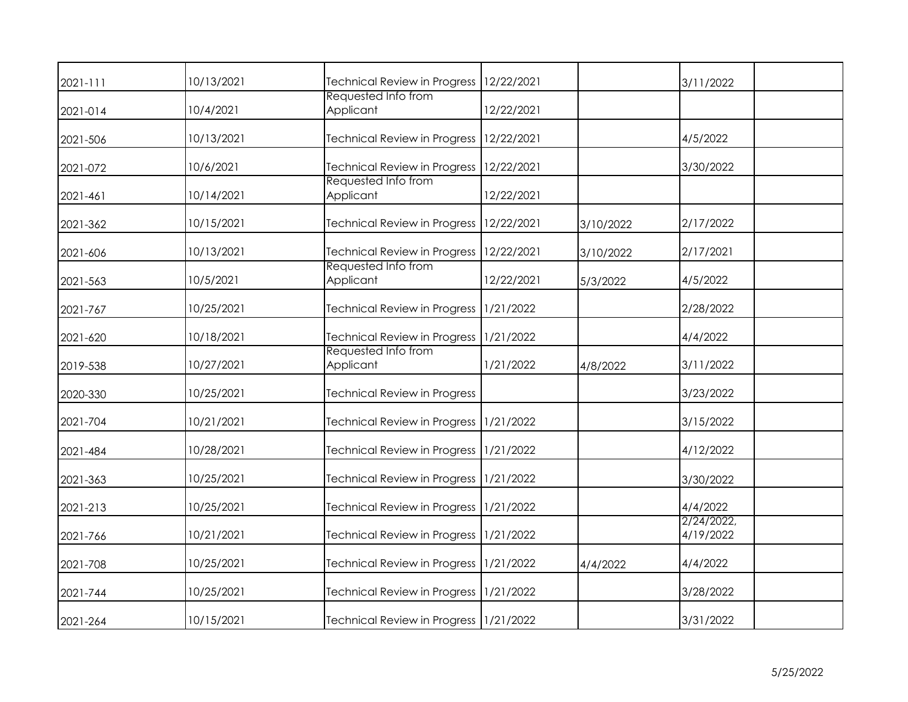| | | | | | | |
|---|---|---|---|---|---|---|
| 2021-111 | 10/13/2021 | Technical Review in Progress | 12/22/2021 | | 3/11/2022 | |
| 2021-014 | 10/4/2021 | Requested Info from Applicant | 12/22/2021 | | | |
| 2021-506 | 10/13/2021 | Technical Review in Progress | 12/22/2021 | | 4/5/2022 | |
| 2021-072 | 10/6/2021 | Technical Review in Progress | 12/22/2021 | | 3/30/2022 | |
| 2021-461 | 10/14/2021 | Requested Info from Applicant | 12/22/2021 | | | |
| 2021-362 | 10/15/2021 | Technical Review in Progress | 12/22/2021 | 3/10/2022 | 2/17/2022 | |
| 2021-606 | 10/13/2021 | Technical Review in Progress | 12/22/2021 | 3/10/2022 | 2/17/2021 | |
| 2021-563 | 10/5/2021 | Requested Info from Applicant | 12/22/2021 | 5/3/2022 | 4/5/2022 | |
| 2021-767 | 10/25/2021 | Technical Review in Progress | 1/21/2022 | | 2/28/2022 | |
| 2021-620 | 10/18/2021 | Technical Review in Progress | 1/21/2022 | | 4/4/2022 | |
| 2019-538 | 10/27/2021 | Requested Info from Applicant | 1/21/2022 | 4/8/2022 | 3/11/2022 | |
| 2020-330 | 10/25/2021 | Technical Review in Progress | | | 3/23/2022 | |
| 2021-704 | 10/21/2021 | Technical Review in Progress | 1/21/2022 | | 3/15/2022 | |
| 2021-484 | 10/28/2021 | Technical Review in Progress | 1/21/2022 | | 4/12/2022 | |
| 2021-363 | 10/25/2021 | Technical Review in Progress | 1/21/2022 | | 3/30/2022 | |
| 2021-213 | 10/25/2021 | Technical Review in Progress | 1/21/2022 | | 4/4/2022 | |
| 2021-766 | 10/21/2021 | Technical Review in Progress | 1/21/2022 | | 2/24/2022, 4/19/2022 | |
| 2021-708 | 10/25/2021 | Technical Review in Progress | 1/21/2022 | 4/4/2022 | 4/4/2022 | |
| 2021-744 | 10/25/2021 | Technical Review in Progress | 1/21/2022 | | 3/28/2022 | |
| 2021-264 | 10/15/2021 | Technical Review in Progress | 1/21/2022 | | 3/31/2022 | |

5/25/2022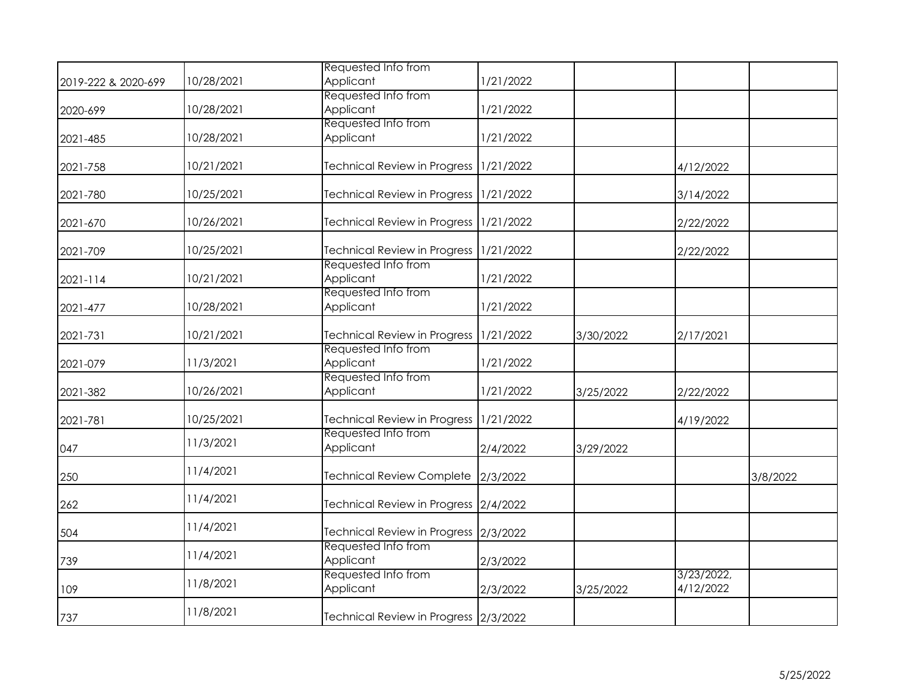| | | | | | | |
|---|---|---|---|---|---|---|
| 2019-222 & 2020-699 | 10/28/2021 | Requested Info from Applicant | 1/21/2022 | | | |
| 2020-699 | 10/28/2021 | Requested Info from Applicant | 1/21/2022 | | | |
| 2021-485 | 10/28/2021 | Requested Info from Applicant | 1/21/2022 | | | |
| 2021-758 | 10/21/2021 | Technical Review in Progress | 1/21/2022 | | 4/12/2022 | |
| 2021-780 | 10/25/2021 | Technical Review in Progress | 1/21/2022 | | 3/14/2022 | |
| 2021-670 | 10/26/2021 | Technical Review in Progress | 1/21/2022 | | 2/22/2022 | |
| 2021-709 | 10/25/2021 | Technical Review in Progress | 1/21/2022 | | 2/22/2022 | |
| 2021-114 | 10/21/2021 | Requested Info from Applicant | 1/21/2022 | | | |
| 2021-477 | 10/28/2021 | Requested Info from Applicant | 1/21/2022 | | | |
| 2021-731 | 10/21/2021 | Technical Review in Progress | 1/21/2022 | 3/30/2022 | 2/17/2021 | |
| 2021-079 | 11/3/2021 | Requested Info from Applicant | 1/21/2022 | | | |
| 2021-382 | 10/26/2021 | Requested Info from Applicant | 1/21/2022 | 3/25/2022 | 2/22/2022 | |
| 2021-781 | 10/25/2021 | Technical Review in Progress | 1/21/2022 | | 4/19/2022 | |
| 047 | 11/3/2021 | Requested Info from Applicant | 2/4/2022 | 3/29/2022 | | |
| 250 | 11/4/2021 | Technical Review Complete | 2/3/2022 | | | 3/8/2022 |
| 262 | 11/4/2021 | Technical Review in Progress | 2/4/2022 | | | |
| 504 | 11/4/2021 | Technical Review in Progress | 2/3/2022 | | | |
| 739 | 11/4/2021 | Requested Info from Applicant | 2/3/2022 | | | |
| 109 | 11/8/2021 | Requested Info from Applicant | 2/3/2022 | 3/25/2022 | 3/23/2022, 4/12/2022 | |
| 737 | 11/8/2021 | Technical Review in Progress | 2/3/2022 | | | |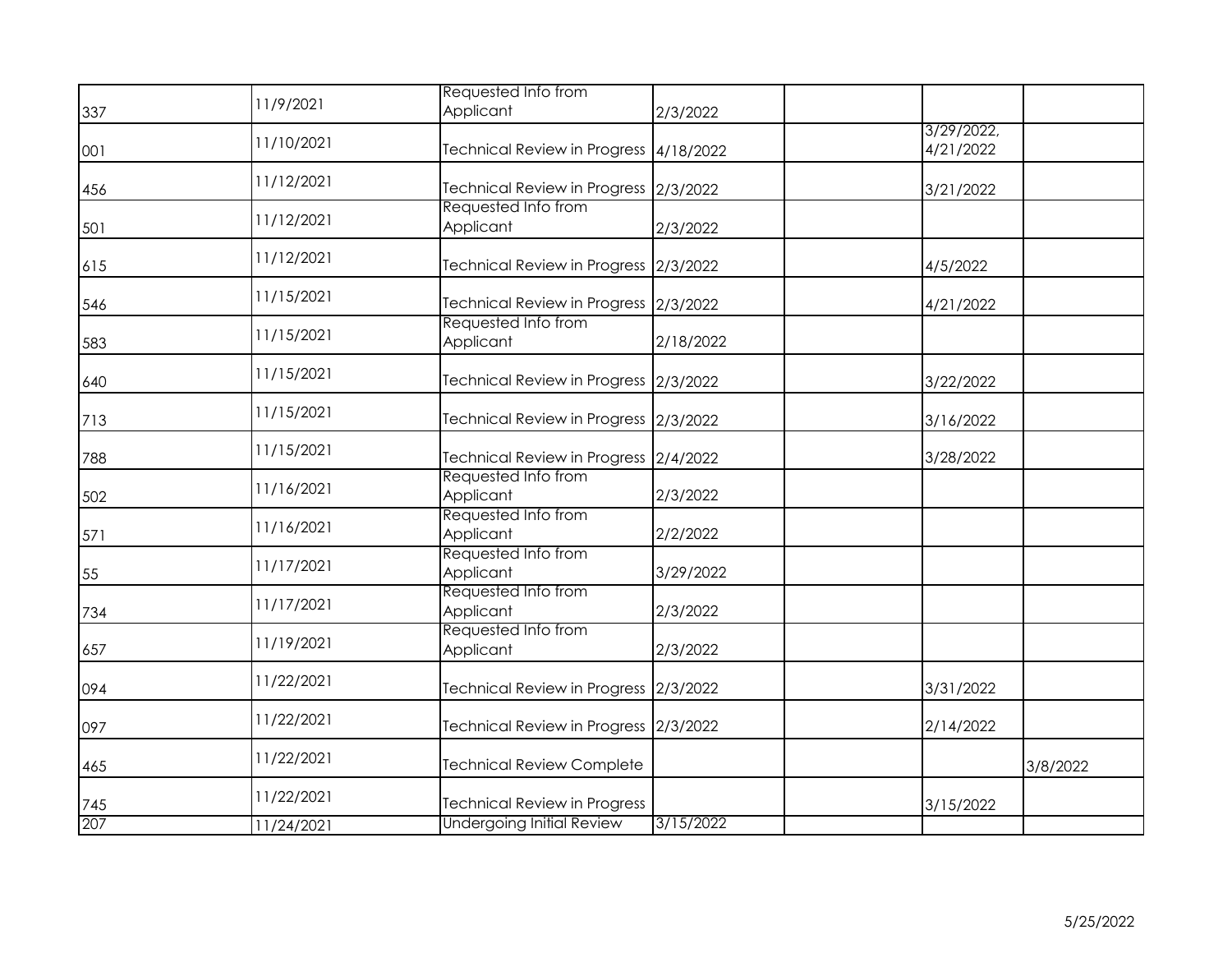| | | | | | | |
|---|---|---|---|---|---|---|
| 337 | 11/9/2021 | Requested Info from Applicant | 2/3/2022 | | | |
| 001 | 11/10/2021 | Technical Review in Progress | 4/18/2022 | | 3/29/2022, 4/21/2022 | |
| 456 | 11/12/2021 | Technical Review in Progress | 2/3/2022 | | 3/21/2022 | |
| 501 | 11/12/2021 | Requested Info from Applicant | 2/3/2022 | | | |
| 615 | 11/12/2021 | Technical Review in Progress | 2/3/2022 | | 4/5/2022 | |
| 546 | 11/15/2021 | Technical Review in Progress | 2/3/2022 | | 4/21/2022 | |
| 583 | 11/15/2021 | Requested Info from Applicant | 2/18/2022 | | | |
| 640 | 11/15/2021 | Technical Review in Progress | 2/3/2022 | | 3/22/2022 | |
| 713 | 11/15/2021 | Technical Review in Progress | 2/3/2022 | | 3/16/2022 | |
| 788 | 11/15/2021 | Technical Review in Progress | 2/4/2022 | | 3/28/2022 | |
| 502 | 11/16/2021 | Requested Info from Applicant | 2/3/2022 | | | |
| 571 | 11/16/2021 | Requested Info from Applicant | 2/2/2022 | | | |
| 55 | 11/17/2021 | Requested Info from Applicant | 3/29/2022 | | | |
| 734 | 11/17/2021 | Requested Info from Applicant | 2/3/2022 | | | |
| 657 | 11/19/2021 | Requested Info from Applicant | 2/3/2022 | | | |
| 094 | 11/22/2021 | Technical Review in Progress | 2/3/2022 | | 3/31/2022 | |
| 097 | 11/22/2021 | Technical Review in Progress | 2/3/2022 | | 2/14/2022 | |
| 465 | 11/22/2021 | Technical Review Complete | | | | 3/8/2022 |
| 745 | 11/22/2021 | Technical Review in Progress | | | 3/15/2022 | |
| 207 | 11/24/2021 | Undergoing Initial Review | 3/15/2022 | | | |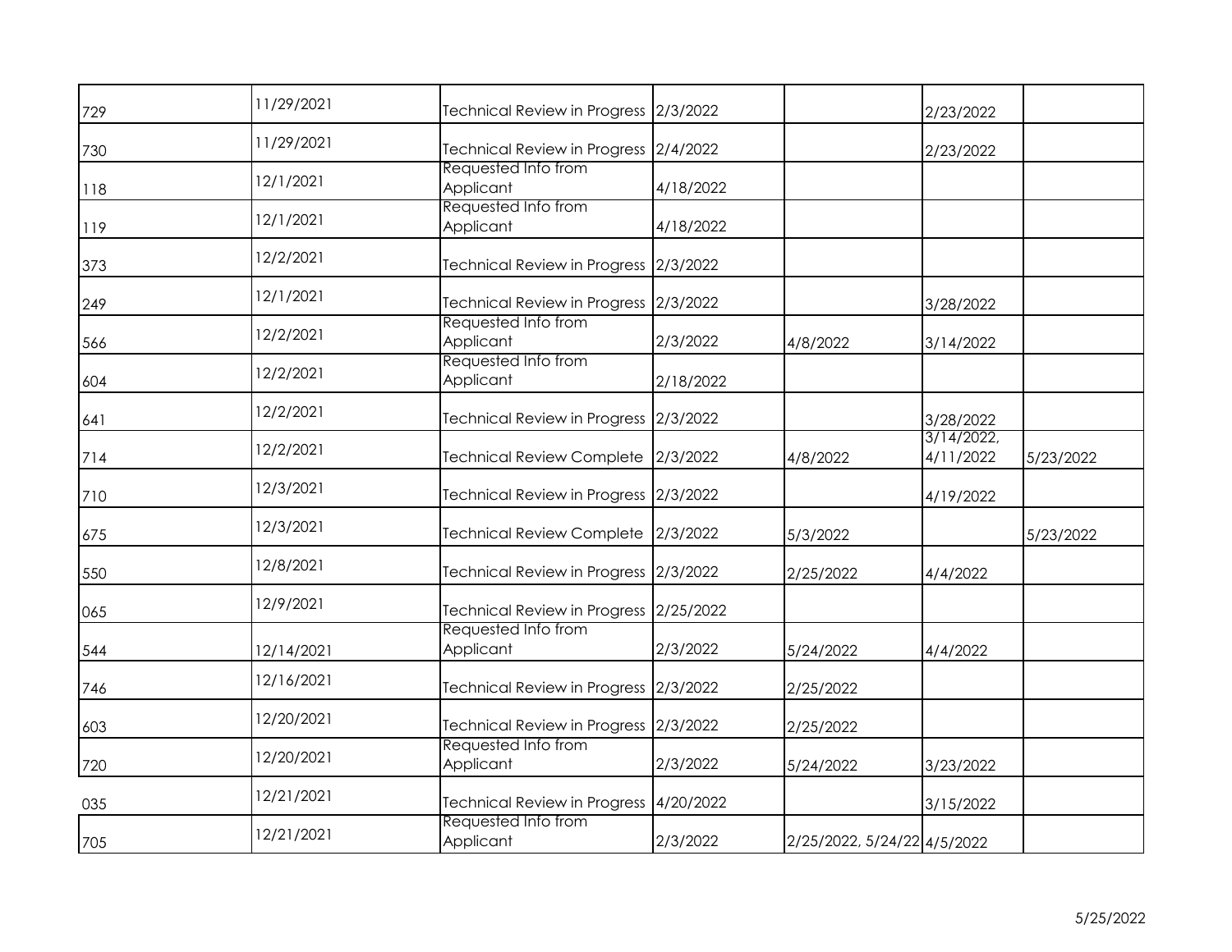| | | | | | | |
|---|---|---|---|---|---|---|
| 729 | 11/29/2021 | Technical Review in Progress | 2/3/2022 | | 2/23/2022 | |
| 730 | 11/29/2021 | Technical Review in Progress | 2/4/2022 | | 2/23/2022 | |
| 118 | 12/1/2021 | Requested Info from Applicant | 4/18/2022 | | | |
| 119 | 12/1/2021 | Requested Info from Applicant | 4/18/2022 | | | |
| 373 | 12/2/2021 | Technical Review in Progress | 2/3/2022 | | | |
| 249 | 12/1/2021 | Technical Review in Progress | 2/3/2022 | | 3/28/2022 | |
| 566 | 12/2/2021 | Requested Info from Applicant | 2/3/2022 | 4/8/2022 | 3/14/2022 | |
| 604 | 12/2/2021 | Requested Info from Applicant | 2/18/2022 | | | |
| 641 | 12/2/2021 | Technical Review in Progress | 2/3/2022 | | 3/28/2022 | |
| 714 | 12/2/2021 | Technical Review Complete | 2/3/2022 | 4/8/2022 | 3/14/2022, 4/11/2022 | 5/23/2022 |
| 710 | 12/3/2021 | Technical Review in Progress | 2/3/2022 | | 4/19/2022 | |
| 675 | 12/3/2021 | Technical Review Complete | 2/3/2022 | 5/3/2022 | | 5/23/2022 |
| 550 | 12/8/2021 | Technical Review in Progress | 2/3/2022 | 2/25/2022 | 4/4/2022 | |
| 065 | 12/9/2021 | Technical Review in Progress | 2/25/2022 | | | |
| 544 | 12/14/2021 | Requested Info from Applicant | 2/3/2022 | 5/24/2022 | 4/4/2022 | |
| 746 | 12/16/2021 | Technical Review in Progress | 2/3/2022 | 2/25/2022 | | |
| 603 | 12/20/2021 | Technical Review in Progress | 2/3/2022 | 2/25/2022 | | |
| 720 | 12/20/2021 | Requested Info from Applicant | 2/3/2022 | 5/24/2022 | 3/23/2022 | |
| 035 | 12/21/2021 | Technical Review in Progress | 4/20/2022 | | 3/15/2022 | |
| 705 | 12/21/2021 | Requested Info from Applicant | 2/3/2022 | 2/25/2022, 5/24/22 | 4/5/2022 | |

5/25/2022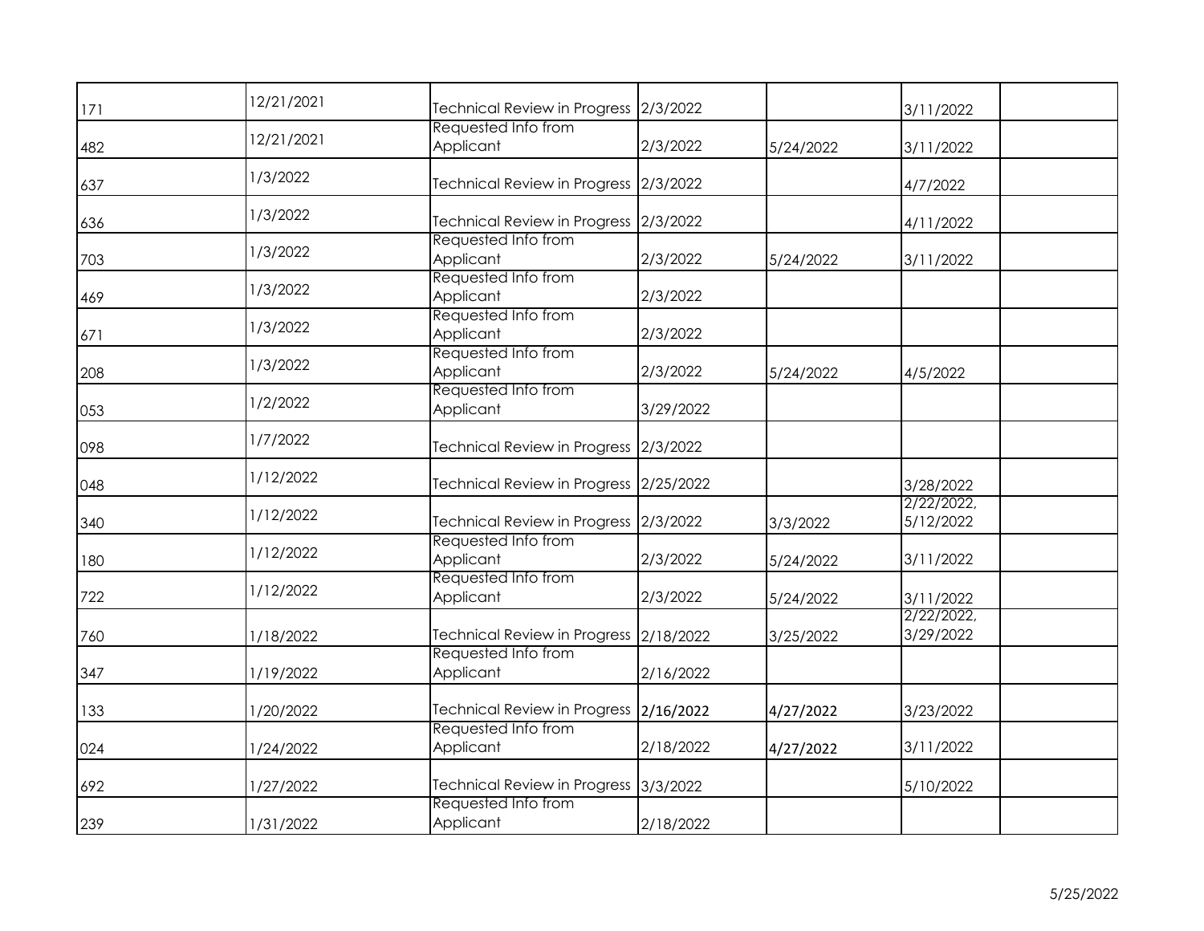|  |  |  |  |  |  |  |
|---|---|---|---|---|---|---|
| 171 | 12/21/2021 | Technical Review in Progress | 2/3/2022 |  | 3/11/2022 |  |
| 482 | 12/21/2021 | Requested Info from Applicant | 2/3/2022 | 5/24/2022 | 3/11/2022 |  |
| 637 | 1/3/2022 | Technical Review in Progress | 2/3/2022 |  | 4/7/2022 |  |
| 636 | 1/3/2022 | Technical Review in Progress | 2/3/2022 |  | 4/11/2022 |  |
| 703 | 1/3/2022 | Requested Info from Applicant | 2/3/2022 | 5/24/2022 | 3/11/2022 |  |
| 469 | 1/3/2022 | Requested Info from Applicant | 2/3/2022 |  |  |  |
| 671 | 1/3/2022 | Requested Info from Applicant | 2/3/2022 |  |  |  |
| 208 | 1/3/2022 | Requested Info from Applicant | 2/3/2022 | 5/24/2022 | 4/5/2022 |  |
| 053 | 1/2/2022 | Requested Info from Applicant | 3/29/2022 |  |  |  |
| 098 | 1/7/2022 | Technical Review in Progress | 2/3/2022 |  |  |  |
| 048 | 1/12/2022 | Technical Review in Progress | 2/25/2022 |  | 3/28/2022 |  |
| 340 | 1/12/2022 | Technical Review in Progress | 2/3/2022 | 3/3/2022 | 2/22/2022, 5/12/2022 |  |
| 180 | 1/12/2022 | Requested Info from Applicant | 2/3/2022 | 5/24/2022 | 3/11/2022 |  |
| 722 | 1/12/2022 | Requested Info from Applicant | 2/3/2022 | 5/24/2022 | 3/11/2022 |  |
| 760 | 1/18/2022 | Technical Review in Progress | 2/18/2022 | 3/25/2022 | 2/22/2022, 3/29/2022 |  |
| 347 | 1/19/2022 | Requested Info from Applicant | 2/16/2022 |  |  |  |
| 133 | 1/20/2022 | Technical Review in Progress | 2/16/2022 | 4/27/2022 | 3/23/2022 |  |
| 024 | 1/24/2022 | Requested Info from Applicant | 2/18/2022 | 4/27/2022 | 3/11/2022 |  |
| 692 | 1/27/2022 | Technical Review in Progress | 3/3/2022 |  | 5/10/2022 |  |
| 239 | 1/31/2022 | Requested Info from Applicant | 2/18/2022 |  |  |  |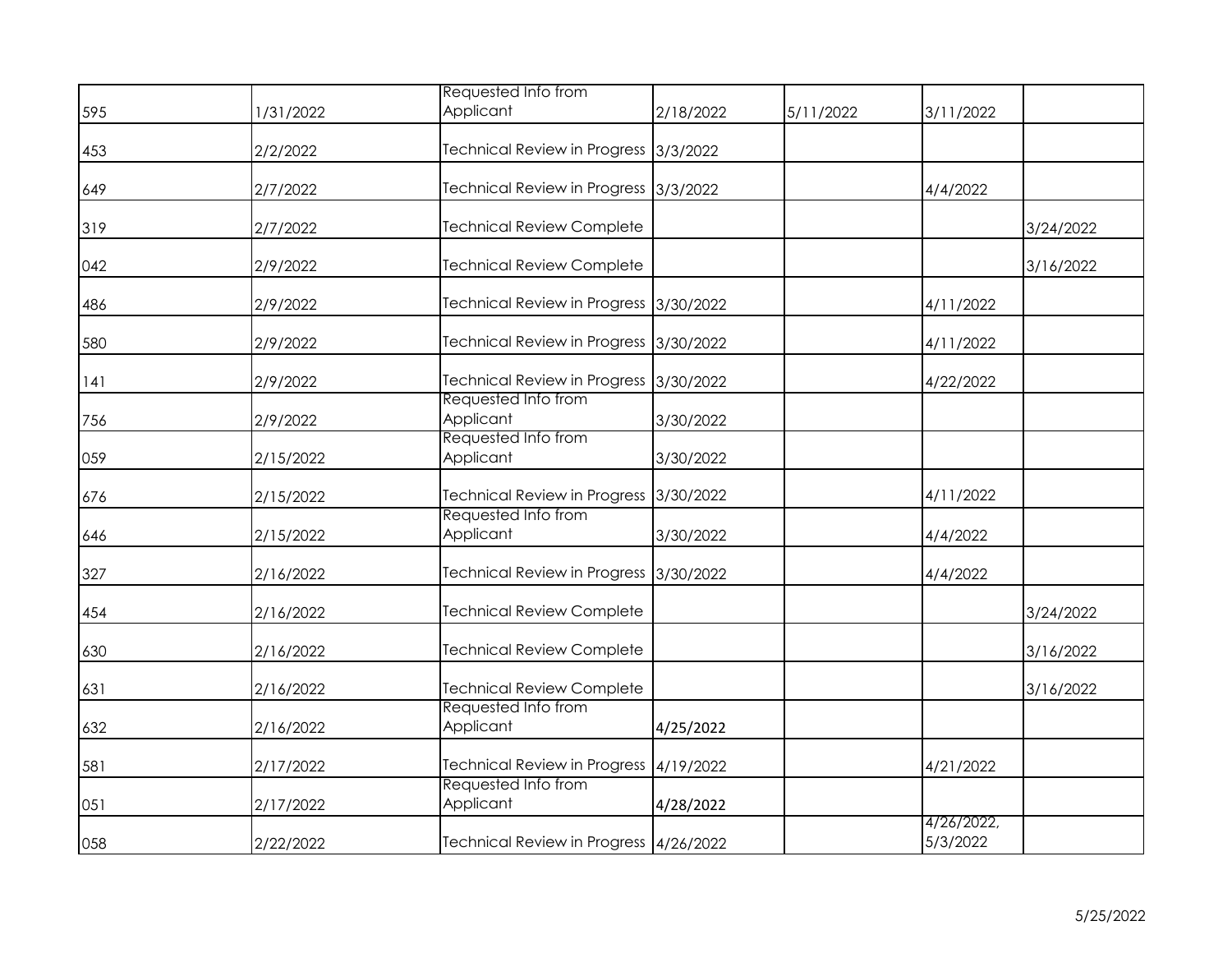| | | | | | | |
|---|---|---|---|---|---|---|
| 595 | 1/31/2022 | Requested Info from Applicant | 2/18/2022 | 5/11/2022 | 3/11/2022 | |
| 453 | 2/2/2022 | Technical Review in Progress | 3/3/2022 | | | |
| 649 | 2/7/2022 | Technical Review in Progress | 3/3/2022 | | 4/4/2022 | |
| 319 | 2/7/2022 | Technical Review Complete | | | | 3/24/2022 |
| 042 | 2/9/2022 | Technical Review Complete | | | | 3/16/2022 |
| 486 | 2/9/2022 | Technical Review in Progress | 3/30/2022 | | 4/11/2022 | |
| 580 | 2/9/2022 | Technical Review in Progress | 3/30/2022 | | 4/11/2022 | |
| 141 | 2/9/2022 | Technical Review in Progress | 3/30/2022 | | 4/22/2022 | |
| 756 | 2/9/2022 | Requested Info from Applicant | 3/30/2022 | | | |
| 059 | 2/15/2022 | Requested Info from Applicant | 3/30/2022 | | | |
| 676 | 2/15/2022 | Technical Review in Progress | 3/30/2022 | | 4/11/2022 | |
| 646 | 2/15/2022 | Requested Info from Applicant | 3/30/2022 | | 4/4/2022 | |
| 327 | 2/16/2022 | Technical Review in Progress | 3/30/2022 | | 4/4/2022 | |
| 454 | 2/16/2022 | Technical Review Complete | | | | 3/24/2022 |
| 630 | 2/16/2022 | Technical Review Complete | | | | 3/16/2022 |
| 631 | 2/16/2022 | Technical Review Complete | | | | 3/16/2022 |
| 632 | 2/16/2022 | Requested Info from Applicant | **4/25/2022** | | | |
| 581 | 2/17/2022 | Technical Review in Progress | 4/19/2022 | | 4/21/2022 | |
| 051 | 2/17/2022 | Requested Info from Applicant | **4/28/2022** | | | |
| 058 | 2/22/2022 | Technical Review in Progress | 4/26/2022 | | 4/26/2022, 5/3/2022 | |

5/25/2022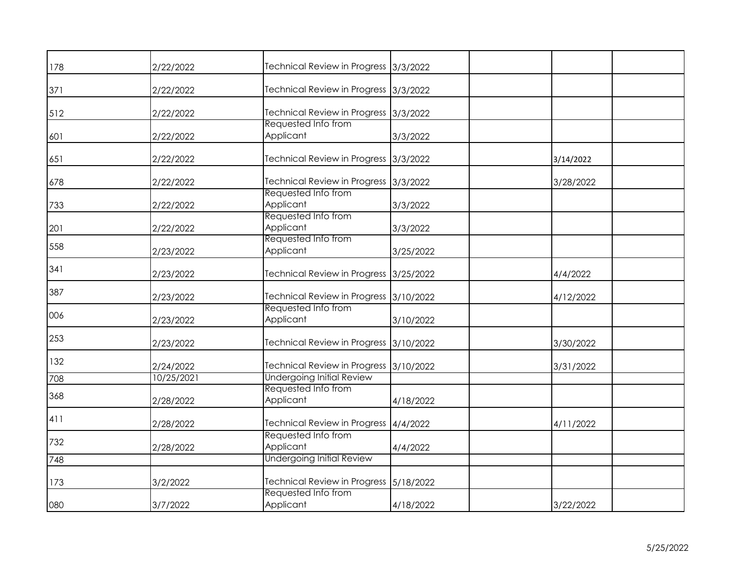| | | | | | | |
|---|---|---|---|---|---|---|
| 178 | 2/22/2022 | Technical Review in Progress | 3/3/2022 | | | |
| 371 | 2/22/2022 | Technical Review in Progress | 3/3/2022 | | | |
| 512 | 2/22/2022 | Technical Review in Progress | 3/3/2022 | | | |
| 601 | 2/22/2022 | Requested Info from Applicant | 3/3/2022 | | | |
| 651 | 2/22/2022 | Technical Review in Progress | 3/3/2022 | | 3/14/2022 | |
| 678 | 2/22/2022 | Technical Review in Progress | 3/3/2022 | | 3/28/2022 | |
| 733 | 2/22/2022 | Requested Info from Applicant | 3/3/2022 | | | |
| 201 | 2/22/2022 | Requested Info from Applicant | 3/3/2022 | | | |
| 558 | 2/23/2022 | Requested Info from Applicant | 3/25/2022 | | | |
| 341 | 2/23/2022 | Technical Review in Progress | 3/25/2022 | | 4/4/2022 | |
| 387 | 2/23/2022 | Technical Review in Progress | 3/10/2022 | | 4/12/2022 | |
| 006 | 2/23/2022 | Requested Info from Applicant | 3/10/2022 | | | |
| 253 | 2/23/2022 | Technical Review in Progress | 3/10/2022 | | 3/30/2022 | |
| 132 | 2/24/2022 | Technical Review in Progress | 3/10/2022 | | 3/31/2022 | |
| 708 | 10/25/2021 | Undergoing Initial Review | | | | |
| 368 | 2/28/2022 | Requested Info from Applicant | 4/18/2022 | | | |
| 411 | 2/28/2022 | Technical Review in Progress | 4/4/2022 | | 4/11/2022 | |
| 732 | 2/28/2022 | Requested Info from Applicant | 4/4/2022 | | | |
| 748 | | Undergoing Initial Review | | | | |
| 173 | 3/2/2022 | Technical Review in Progress | 5/18/2022 | | | |
| 080 | 3/7/2022 | Requested Info from Applicant | 4/18/2022 | | 3/22/2022 | |

5/25/2022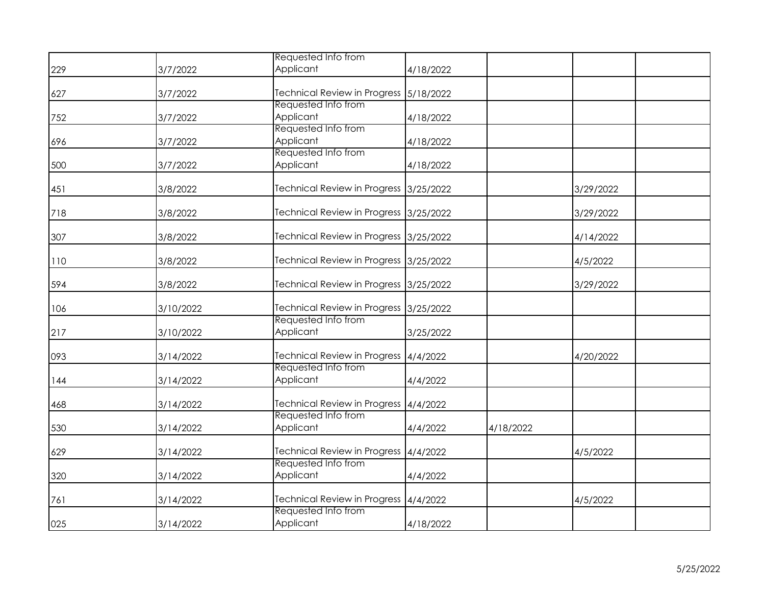| | | | | | | |
|---|---|---|---|---|---|---|
| 229 | 3/7/2022 | Requested Info from Applicant | 4/18/2022 | | | |
| 627 | 3/7/2022 | Technical Review in Progress | 5/18/2022 | | | |
| 752 | 3/7/2022 | Requested Info from Applicant | 4/18/2022 | | | |
| 696 | 3/7/2022 | Requested Info from Applicant | 4/18/2022 | | | |
| 500 | 3/7/2022 | Requested Info from Applicant | 4/18/2022 | | | |
| 451 | 3/8/2022 | Technical Review in Progress | 3/25/2022 | | 3/29/2022 | |
| 718 | 3/8/2022 | Technical Review in Progress | 3/25/2022 | | 3/29/2022 | |
| 307 | 3/8/2022 | Technical Review in Progress | 3/25/2022 | | 4/14/2022 | |
| 110 | 3/8/2022 | Technical Review in Progress | 3/25/2022 | | 4/5/2022 | |
| 594 | 3/8/2022 | Technical Review in Progress | 3/25/2022 | | 3/29/2022 | |
| 106 | 3/10/2022 | Technical Review in Progress | 3/25/2022 | | | |
| 217 | 3/10/2022 | Requested Info from Applicant | 3/25/2022 | | | |
| 093 | 3/14/2022 | Technical Review in Progress | 4/4/2022 | | 4/20/2022 | |
| 144 | 3/14/2022 | Requested Info from Applicant | 4/4/2022 | | | |
| 468 | 3/14/2022 | Technical Review in Progress | 4/4/2022 | | | |
| 530 | 3/14/2022 | Requested Info from Applicant | 4/4/2022 | 4/18/2022 | | |
| 629 | 3/14/2022 | Technical Review in Progress | 4/4/2022 | | 4/5/2022 | |
| 320 | 3/14/2022 | Requested Info from Applicant | 4/4/2022 | | | |
| 761 | 3/14/2022 | Technical Review in Progress | 4/4/2022 | | 4/5/2022 | |
| 025 | 3/14/2022 | Requested Info from Applicant | 4/18/2022 | | | |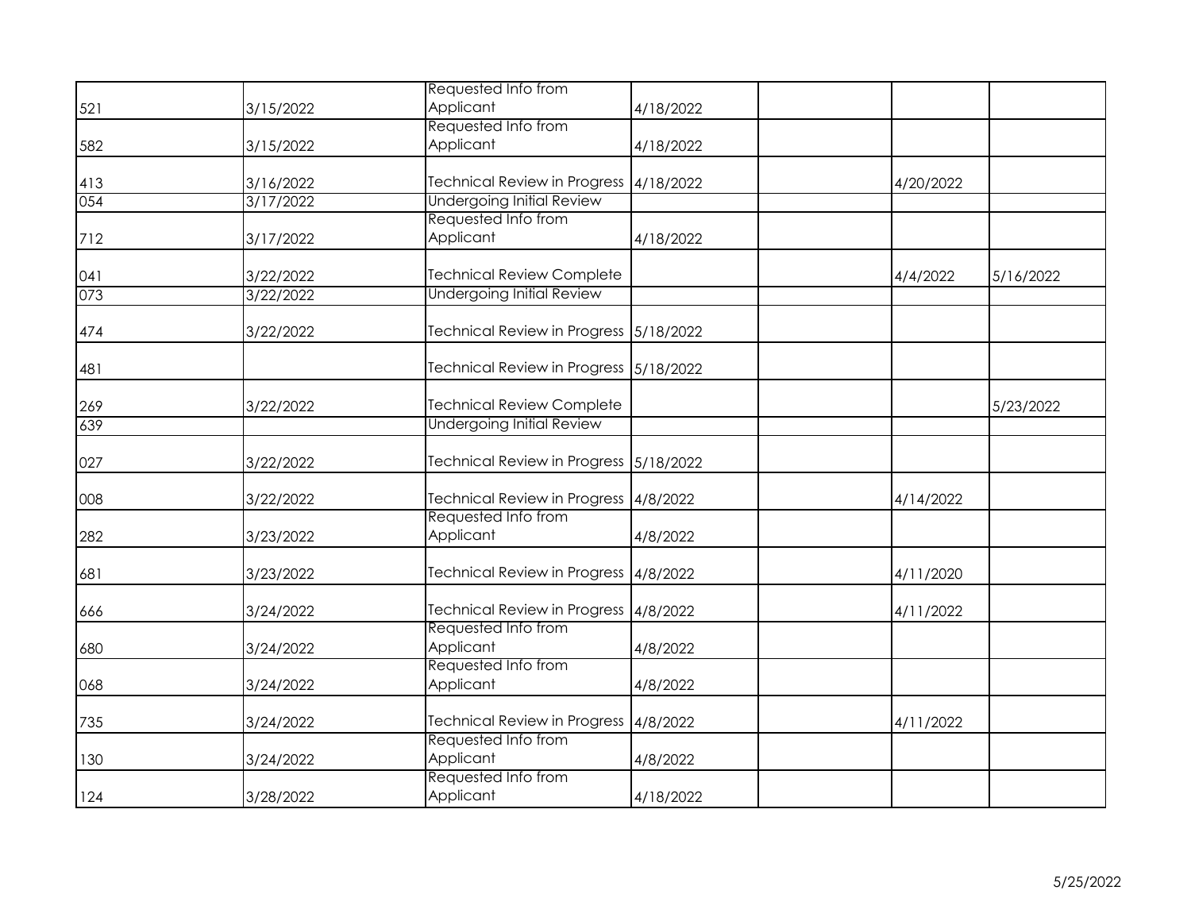| | | | | | | |
|---|---|---|---|---|---|---|
| 521 | 3/15/2022 | Requested Info from Applicant | 4/18/2022 | | | |
| 582 | 3/15/2022 | Requested Info from Applicant | 4/18/2022 | | | |
| 413 | 3/16/2022 | Technical Review in Progress | 4/18/2022 | | 4/20/2022 | |
| 054 | 3/17/2022 | Undergoing Initial Review | | | | |
| 712 | 3/17/2022 | Requested Info from Applicant | 4/18/2022 | | | |
| 041 | 3/22/2022 | Technical Review Complete | | | 4/4/2022 | 5/16/2022 |
| 073 | 3/22/2022 | Undergoing Initial Review | | | | |
| 474 | 3/22/2022 | Technical Review in Progress | 5/18/2022 | | | |
| 481 | | Technical Review in Progress | 5/18/2022 | | | |
| 269 | 3/22/2022 | Technical Review Complete | | | | 5/23/2022 |
| 639 | | Undergoing Initial Review | | | | |
| 027 | 3/22/2022 | Technical Review in Progress | 5/18/2022 | | | |
| 008 | 3/22/2022 | Technical Review in Progress | 4/8/2022 | | 4/14/2022 | |
| 282 | 3/23/2022 | Requested Info from Applicant | 4/8/2022 | | | |
| 681 | 3/23/2022 | Technical Review in Progress | 4/8/2022 | | 4/11/2020 | |
| 666 | 3/24/2022 | Technical Review in Progress | 4/8/2022 | | 4/11/2022 | |
| 680 | 3/24/2022 | Requested Info from Applicant | 4/8/2022 | | | |
| 068 | 3/24/2022 | Requested Info from Applicant | 4/8/2022 | | | |
| 735 | 3/24/2022 | Technical Review in Progress | 4/8/2022 | | 4/11/2022 | |
| 130 | 3/24/2022 | Requested Info from Applicant | 4/8/2022 | | | |
| 124 | 3/28/2022 | Requested Info from Applicant | 4/18/2022 | | | |

5/25/2022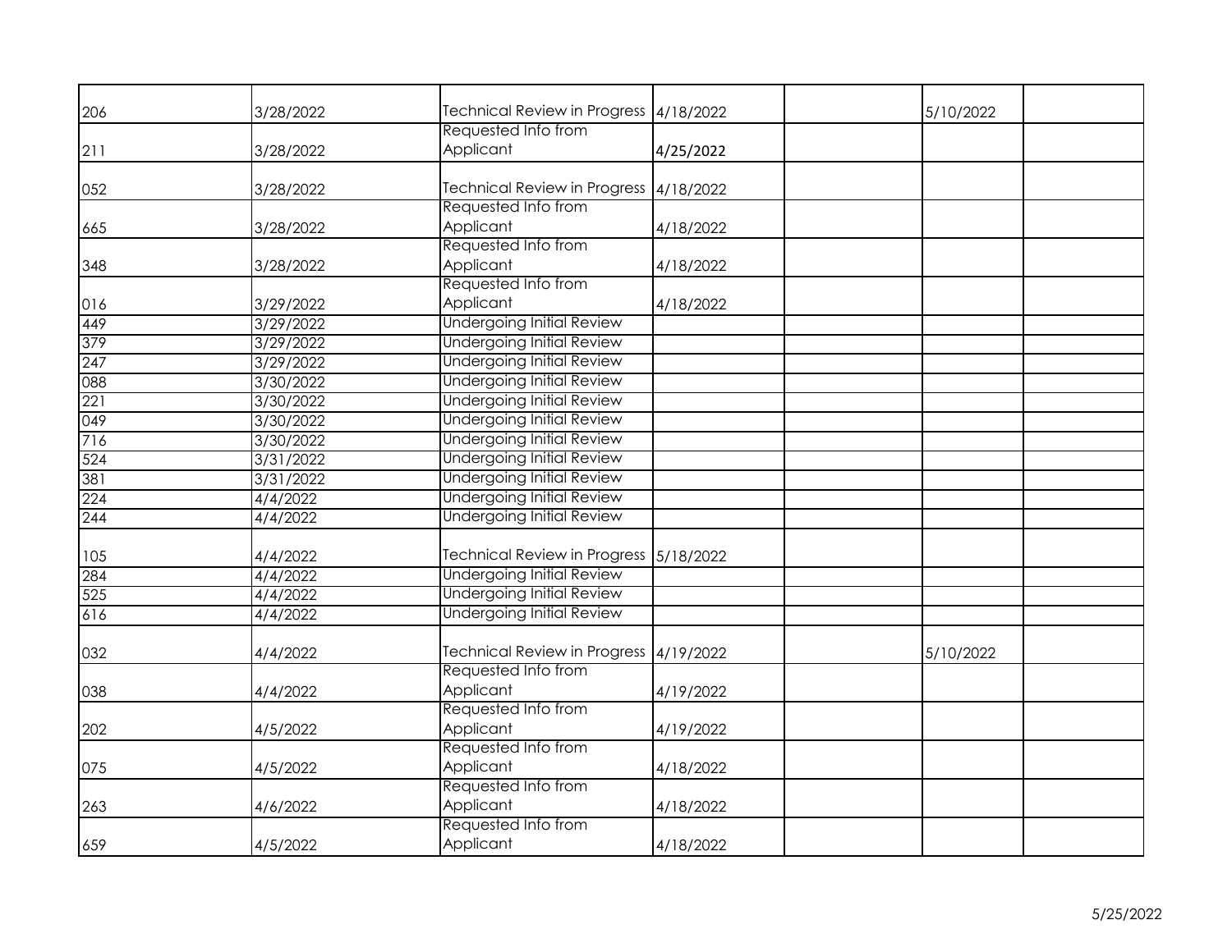| | | | | | | |
|---|---|---|---|---|---|---|
| 206 | 3/28/2022 | Technical Review in Progress | 4/18/2022 | | 5/10/2022 | |
| 211 | 3/28/2022 | Requested Info from Applicant | **4/25/2022** | | | |
| 052 | 3/28/2022 | Technical Review in Progress | 4/18/2022 | | | |
| 665 | 3/28/2022 | Requested Info from Applicant | 4/18/2022 | | | |
| 348 | 3/28/2022 | Requested Info from Applicant | 4/18/2022 | | | |
| 016 | 3/29/2022 | Requested Info from Applicant | 4/18/2022 | | | |
| 449 | 3/29/2022 | Undergoing Initial Review | | | | |
| 379 | 3/29/2022 | Undergoing Initial Review | | | | |
| 247 | 3/29/2022 | Undergoing Initial Review | | | | |
| 088 | 3/30/2022 | Undergoing Initial Review | | | | |
| 221 | 3/30/2022 | Undergoing Initial Review | | | | |
| 049 | 3/30/2022 | Undergoing Initial Review | | | | |
| 716 | 3/30/2022 | Undergoing Initial Review | | | | |
| 524 | 3/31/2022 | Undergoing Initial Review | | | | |
| 381 | 3/31/2022 | Undergoing Initial Review | | | | |
| 224 | 4/4/2022 | Undergoing Initial Review | | | | |
| 244 | 4/4/2022 | Undergoing Initial Review | | | | |
| 105 | 4/4/2022 | Technical Review in Progress | 5/18/2022 | | | |
| 284 | 4/4/2022 | Undergoing Initial Review | | | | |
| 525 | 4/4/2022 | Undergoing Initial Review | | | | |
| 616 | 4/4/2022 | Undergoing Initial Review | | | | |
| 032 | 4/4/2022 | Technical Review in Progress | 4/19/2022 | | 5/10/2022 | |
| 038 | 4/4/2022 | Requested Info from Applicant | 4/19/2022 | | | |
| 202 | 4/5/2022 | Requested Info from Applicant | 4/19/2022 | | | |
| 075 | 4/5/2022 | Requested Info from Applicant | 4/18/2022 | | | |
| 263 | 4/6/2022 | Requested Info from Applicant | 4/18/2022 | | | |
| 659 | 4/5/2022 | Requested Info from Applicant | 4/18/2022 | | | |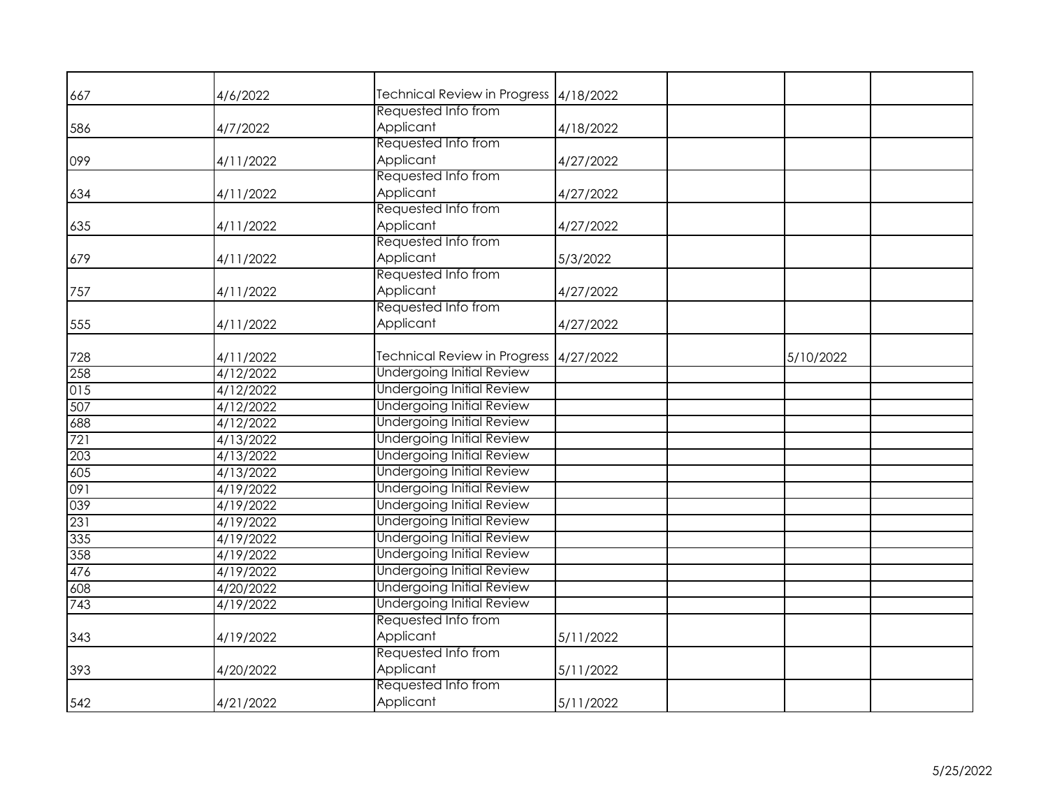| | | | | | | |
|---|---|---|---|---|---|---|
| 667 | 4/6/2022 | Technical Review in Progress | 4/18/2022 | | | |
| 586 | 4/7/2022 | Requested Info from Applicant | 4/18/2022 | | | |
| 099 | 4/11/2022 | Requested Info from Applicant | 4/27/2022 | | | |
| 634 | 4/11/2022 | Requested Info from Applicant | 4/27/2022 | | | |
| 635 | 4/11/2022 | Requested Info from Applicant | 4/27/2022 | | | |
| 679 | 4/11/2022 | Requested Info from Applicant | 5/3/2022 | | | |
| 757 | 4/11/2022 | Requested Info from Applicant | 4/27/2022 | | | |
| 555 | 4/11/2022 | Requested Info from Applicant | 4/27/2022 | | | |
| 728 | 4/11/2022 | Technical Review in Progress | 4/27/2022 | | 5/10/2022 | |
| 258 | 4/12/2022 | Undergoing Initial Review | | | | |
| 015 | 4/12/2022 | Undergoing Initial Review | | | | |
| 507 | 4/12/2022 | Undergoing Initial Review | | | | |
| 688 | 4/12/2022 | Undergoing Initial Review | | | | |
| 721 | 4/13/2022 | Undergoing Initial Review | | | | |
| 203 | 4/13/2022 | Undergoing Initial Review | | | | |
| 605 | 4/13/2022 | Undergoing Initial Review | | | | |
| 091 | 4/19/2022 | Undergoing Initial Review | | | | |
| 039 | 4/19/2022 | Undergoing Initial Review | | | | |
| 231 | 4/19/2022 | Undergoing Initial Review | | | | |
| 335 | 4/19/2022 | Undergoing Initial Review | | | | |
| 358 | 4/19/2022 | Undergoing Initial Review | | | | |
| 476 | 4/19/2022 | Undergoing Initial Review | | | | |
| 608 | 4/20/2022 | Undergoing Initial Review | | | | |
| 743 | 4/19/2022 | Undergoing Initial Review | | | | |
| 343 | 4/19/2022 | Requested Info from Applicant | 5/11/2022 | | | |
| 393 | 4/20/2022 | Requested Info from Applicant | 5/11/2022 | | | |
| 542 | 4/21/2022 | Requested Info from Applicant | 5/11/2022 | | | |

5/25/2022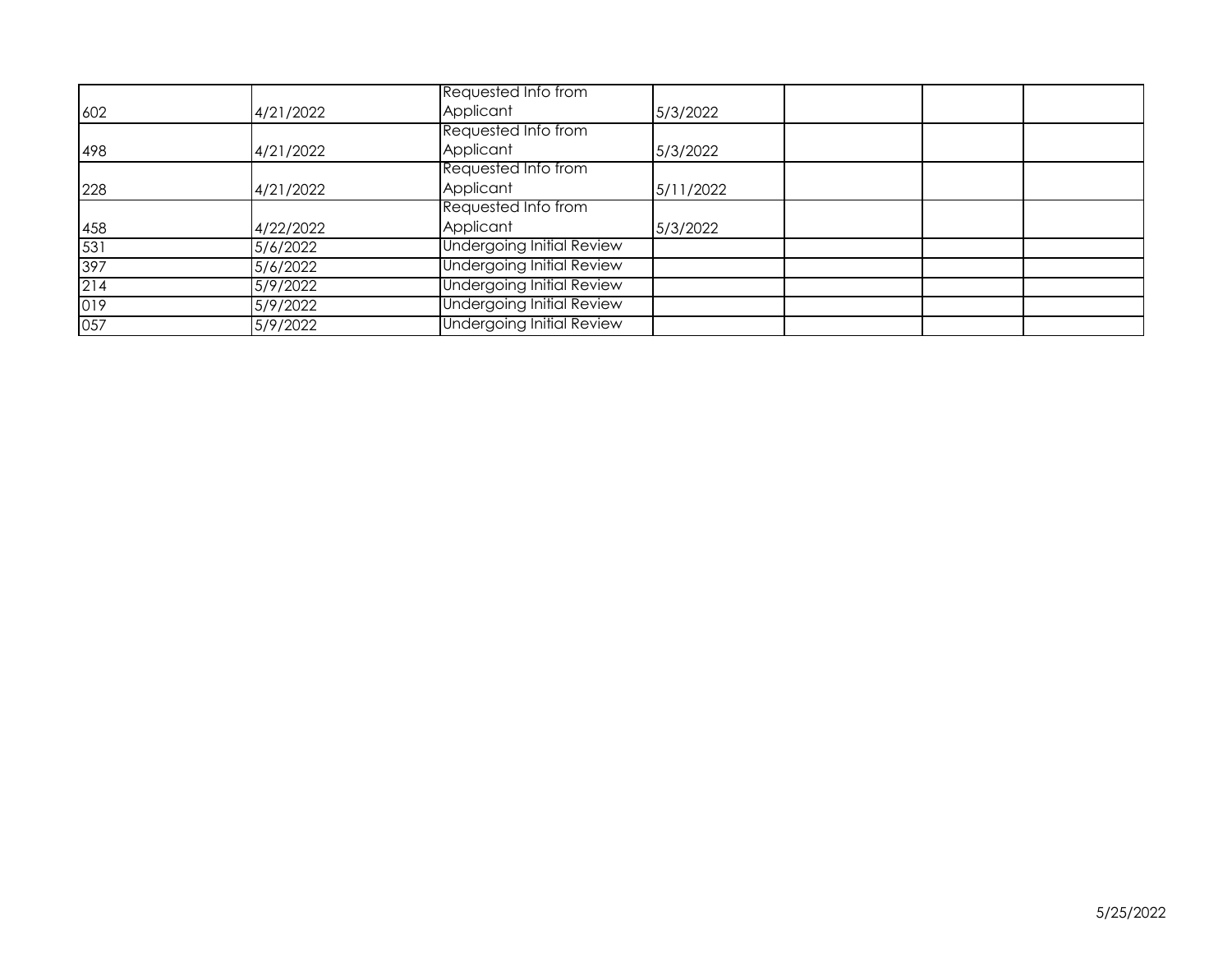| | | | | | | |
|---|---|---|---|---|---|---|
| 602 | 4/21/2022 | Requested Info from Applicant | 5/3/2022 | | | |
| 498 | 4/21/2022 | Requested Info from Applicant | 5/3/2022 | | | |
| 228 | 4/21/2022 | Requested Info from Applicant | 5/11/2022 | | | |
| 458 | 4/22/2022 | Requested Info from Applicant | 5/3/2022 | | | |
| 531 | 5/6/2022 | Undergoing Initial Review | | | | |
| 397 | 5/6/2022 | Undergoing Initial Review | | | | |
| 214 | 5/9/2022 | Undergoing Initial Review | | | | |
| 019 | 5/9/2022 | Undergoing Initial Review | | | | |
| 057 | 5/9/2022 | Undergoing Initial Review | | | | |